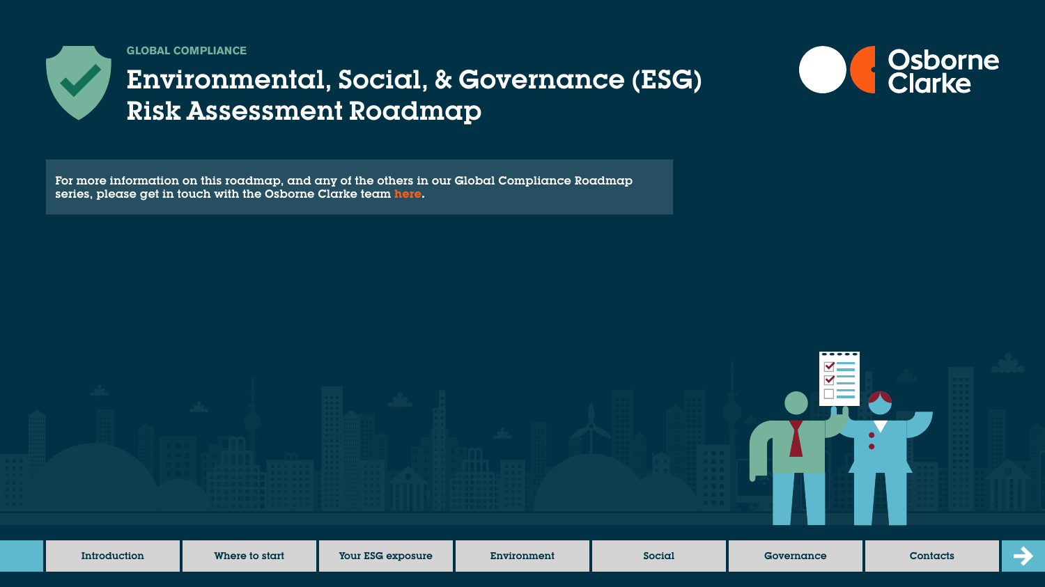GLOBAL COMPLIANCE

# Environmental, Social, & Governance (ESG) Risk Assessment Roadmap

Osborne Clarke

For more information on this roadmap, and any of the others in our Global Compliance Roadmap series, please get in touch with the Osborne Clarke team here.

Introduction | Where to start | Your ESG exposure | Environment | Social | Governance | Contacts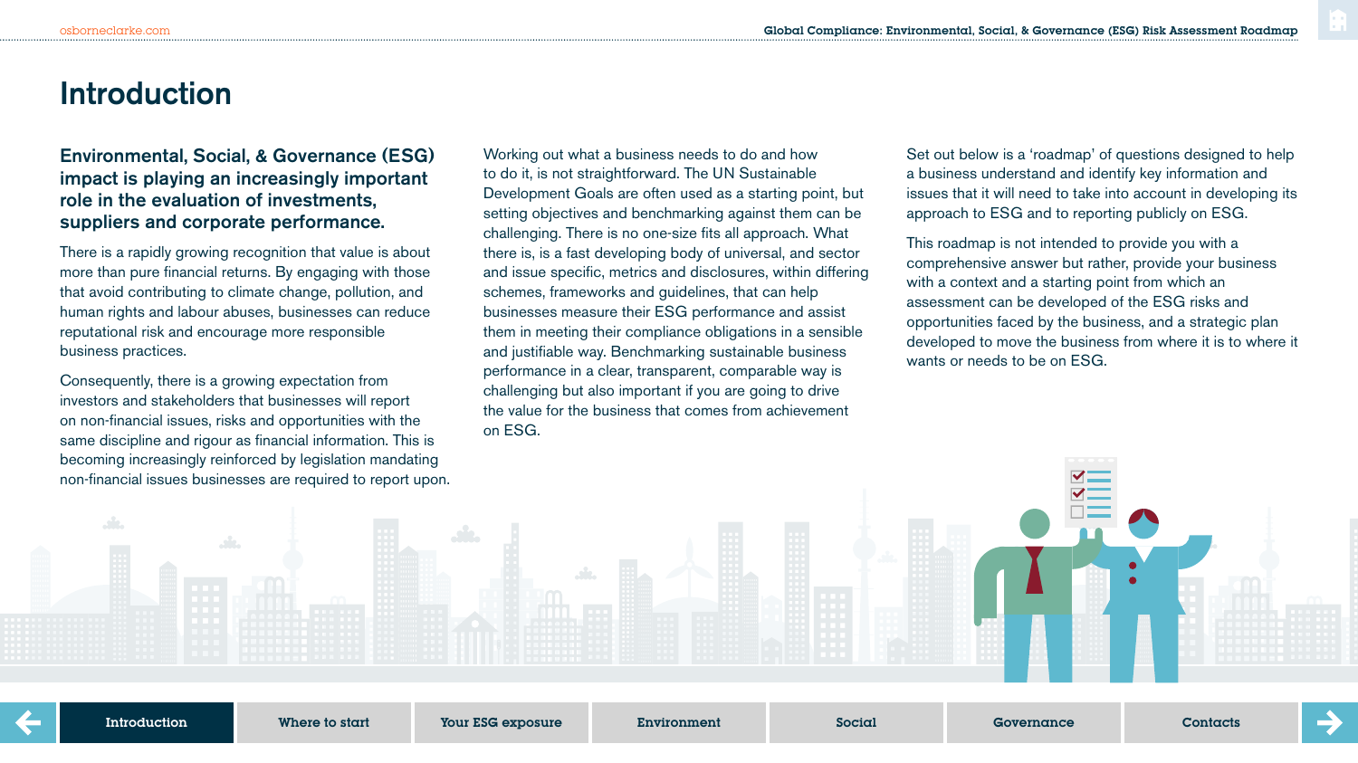# Introduction

**Environmental, Social, & Governance (ESG) impact is playing an increasingly important role in the evaluation of investments, suppliers and corporate performance.**

There is a rapidly growing recognition that value is about more than pure financial returns. By engaging with those that avoid contributing to climate change, pollution, and human rights and labour abuses, businesses can reduce reputational risk and encourage more responsible business practices.

Consequently, there is a growing expectation from investors and stakeholders that businesses will report on non-financial issues, risks and opportunities with the same discipline and rigour as financial information. This is becoming increasingly reinforced by legislation mandating non-financial issues businesses are required to report upon.

Working out what a business needs to do and how to do it, is not straightforward. The UN Sustainable Development Goals are often used as a starting point, but setting objectives and benchmarking against them can be challenging. There is no one-size fits all approach. What there is, is a fast developing body of universal, and sector and issue specific, metrics and disclosures, within differing schemes, frameworks and guidelines, that can help businesses measure their ESG performance and assist them in meeting their compliance obligations in a sensible and justifiable way. Benchmarking sustainable business performance in a clear, transparent, comparable way is challenging but also important if you are going to drive the value for the business that comes from achievement on ESG.

Set out below is a 'roadmap' of questions designed to help a business understand and identify key information and issues that it will need to take into account in developing its approach to ESG and to reporting publicly on ESG.

This roadmap is not intended to provide you with a comprehensive answer but rather, provide your business with a context and a starting point from which an assessment can be developed of the ESG risks and opportunities faced by the business, and a strategic plan developed to move the business from where it is to where it wants or needs to be on ESG.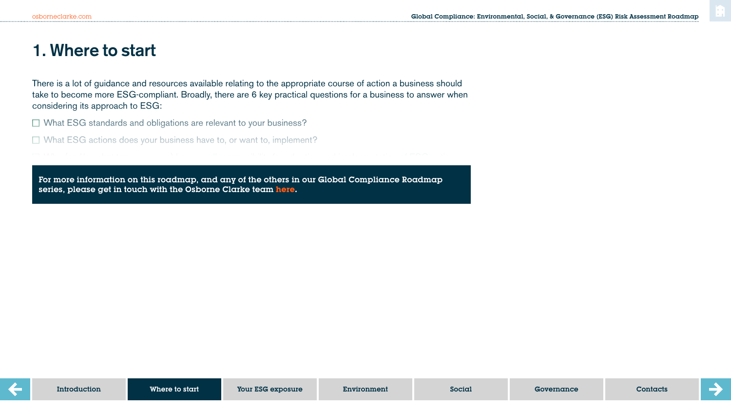# 1. Where to start

There is a lot of guidance and resources available relating to the appropriate course of action a business should take to become more ESG-compliant. Broadly, there are 6 key practical questions for a business to answer when considering its approach to ESG:

- ☐ What ESG standards and obligations are relevant to your business?
- ☐ What ESG actions does your business have to, or want to, implement?

**For more information on this roadmap, and any of the others in our Global Compliance Roadmap series, please get in touch with the Osborne Clarke team here.**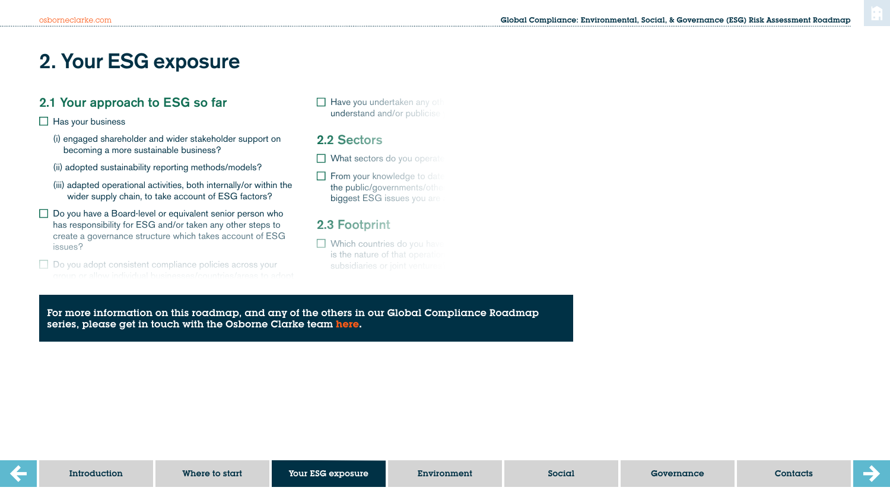# 2. Your ESG exposure

## 2.1 Your approach to ESG so far

- ☐ Has your business
  - (i) engaged shareholder and wider stakeholder support on becoming a more sustainable business?
  - (ii) adopted sustainability reporting methods/models?
  - (iii) adapted operational activities, both internally/or within the wider supply chain, to take account of ESG factors?
- ☐ Do you have a Board-level or equivalent senior person who has responsibility for ESG and/or taken any other steps to create a governance structure which takes account of ESG issues?
- ☐ Do you adopt consistent compliance policies across your group or allow individual businesses/countries/areas to adopt
- ☐ Have you undertaken any oth understand and/or publicise

## 2.2 Sectors

- ☐ What sectors do you operat
- ☐ From your knowledge to date the public/governments/othe biggest ESG issues you are

## 2.3 Footprint

- ☐ Which countries do you have is the nature of that operatio subsidiaries or joint venture

**For more information on this roadmap, and any of the others in our Global Compliance Roadmap series, please get in touch with the Osborne Clarke team here.**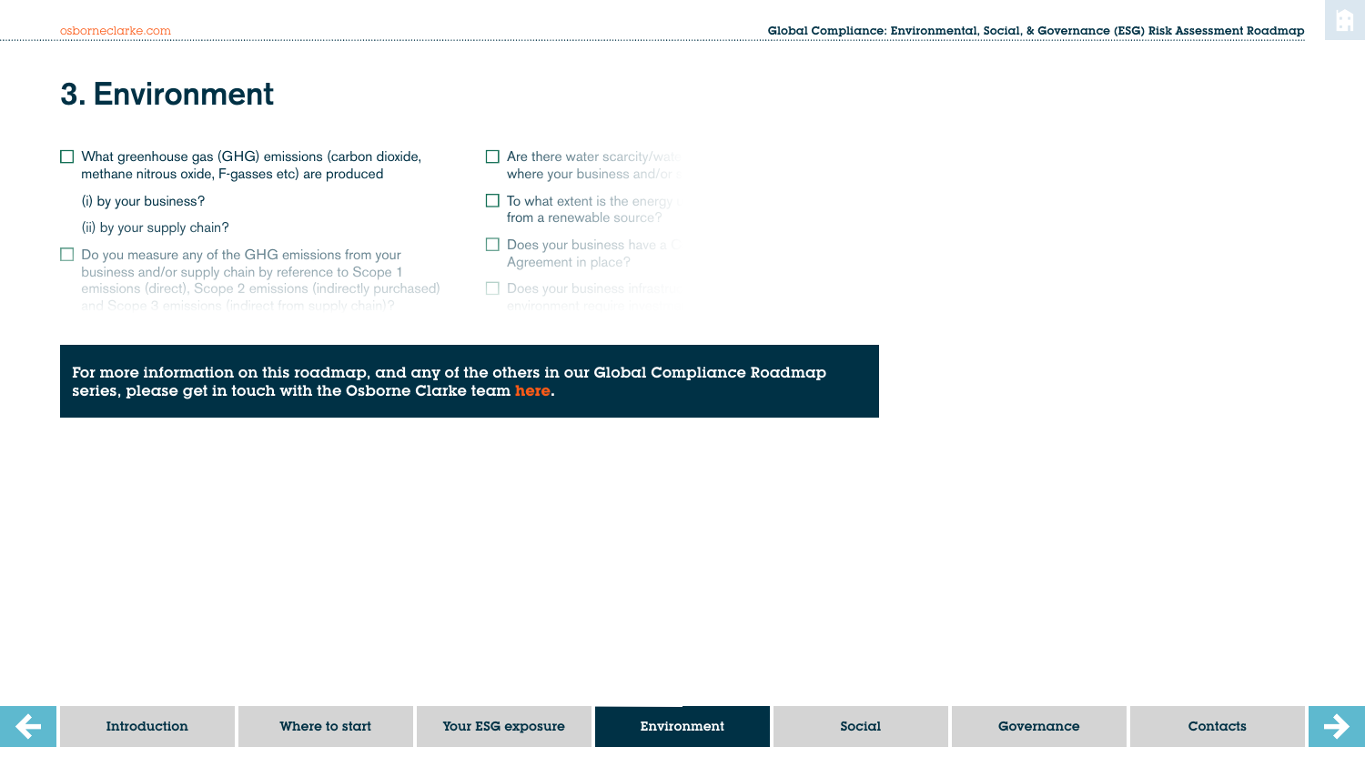# 3. Environment

- ☐ What greenhouse gas (GHG) emissions (carbon dioxide, methane nitrous oxide, F-gasses etc) are produced

  (i) by your business?

  (ii) by your supply chain?

- ☐ Do you measure any of the GHG emissions from your business and/or supply chain by reference to Scope 1 emissions (direct), Scope 2 emissions (indirectly purchased) and Scope 3 emissions (indirect from supply chain)?

- ☐ Are there water scarcity/wat… where your business and/or …

- ☐ To what extent is the energy … from a renewable source?

- ☐ Does your business have a C… Agreement in place?

- ☐ Does your business infrastru… environment require …

**For more information on this roadmap, and any of the others in our Global Compliance Roadmap series, please get in touch with the Osborne Clarke team here.**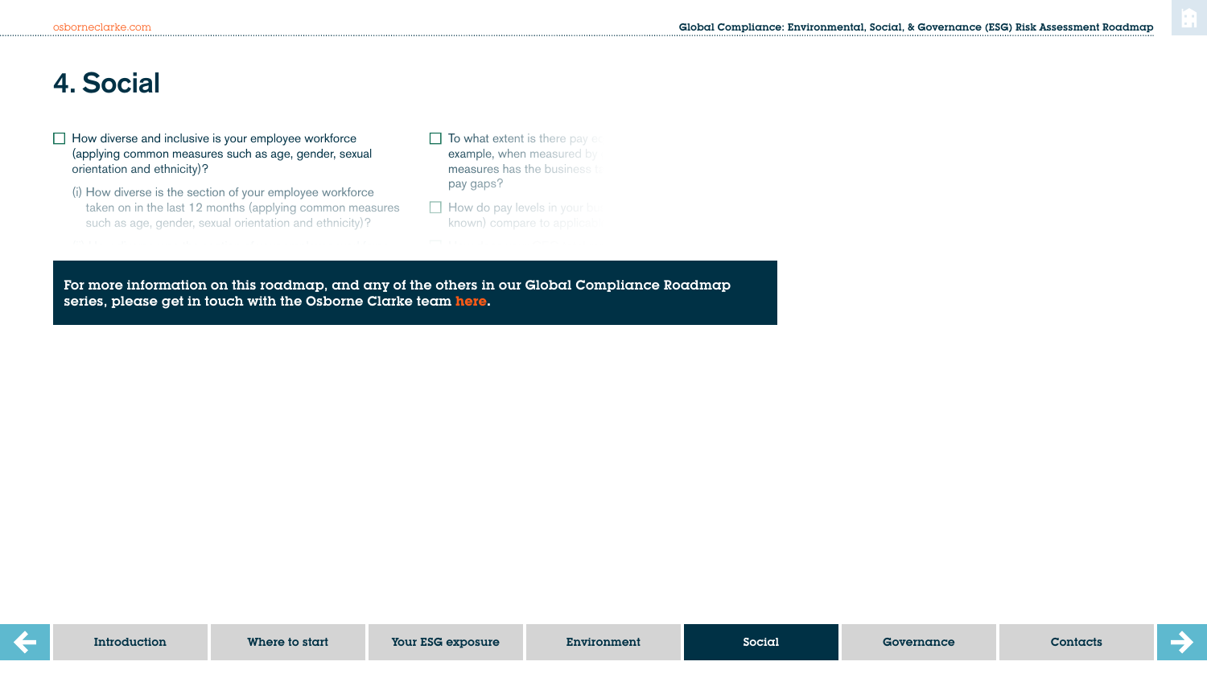# 4. Social

- [ ] How diverse and inclusive is your employee workforce (applying common measures such as age, gender, sexual orientation and ethnicity)?
  - (i) How diverse is the section of your employee workforce taken on in the last 12 months (applying common measures such as age, gender, sexual orientation and ethnicity)?

- [ ] To what extent is there pay e... example, when measured by... measures has the business t... pay gaps?
- [ ] How do pay levels in your bu... known) compare to applicab...

**For more information on this roadmap, and any of the others in our Global Compliance Roadmap series, please get in touch with the Osborne Clarke team here.**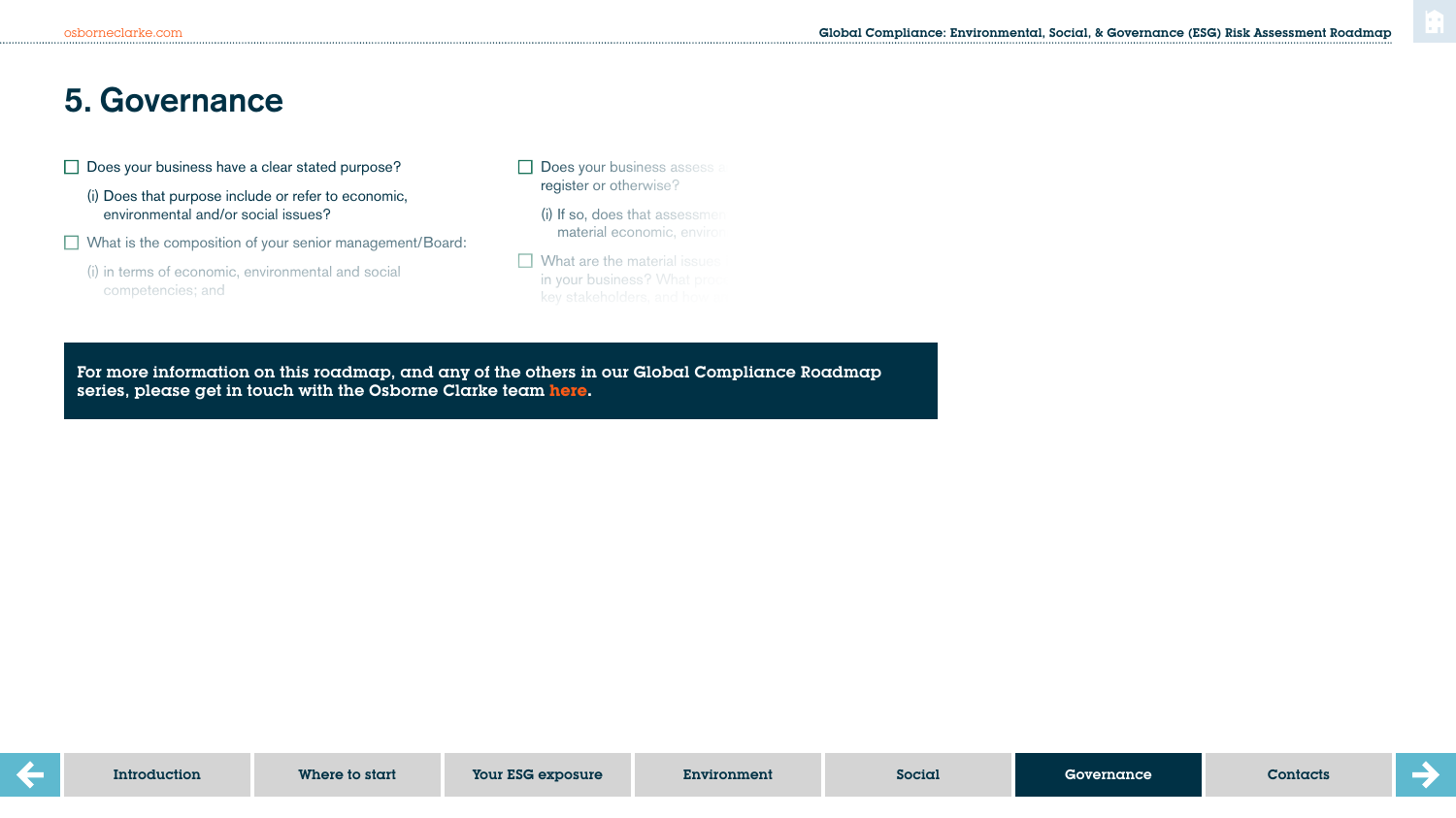# 5. Governance

- ☐ Does your business have a clear stated purpose?

  (i) Does that purpose include or refer to economic, environmental and/or social issues?

- ☐ What is the composition of your senior management/Board:

  (i) in terms of economic, environmental and social competencies; and

- ☐ Does your business assess a register or otherwise?

  (i) If so, does that assessment material economic, enviro

- ☐ What are the material issues in your business? What pro key stakeholders, and how

**For more information on this roadmap, and any of the others in our Global Compliance Roadmap series, please get in touch with the Osborne Clarke team here.**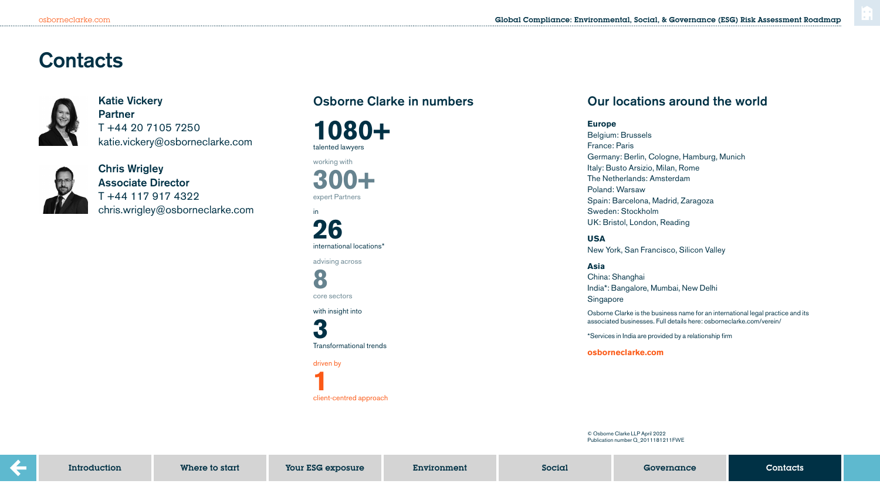# Contacts

**Katie Vickery**
**Partner**
T +44 20 7105 7250
katie.vickery@osborneclarke.com

**Chris Wrigley**
**Associate Director**
T +44 117 917 4322
chris.wrigley@osborneclarke.com

## Osborne Clarke in numbers

**1080+**
talented lawyers

working with

**300+**
expert Partners

in

**26**
international locations*

advising across

**8**
core sectors

with insight into

**3**
Transformational trends

driven by

**1**
client-centred approach

## Our locations around the world

**Europe**
Belgium: Brussels
France: Paris
Germany: Berlin, Cologne, Hamburg, Munich
Italy: Busto Arsizio, Milan, Rome
The Netherlands: Amsterdam
Poland: Warsaw
Spain: Barcelona, Madrid, Zaragoza
Sweden: Stockholm
UK: Bristol, London, Reading

**USA**
New York, San Francisco, Silicon Valley

**Asia**
China: Shanghai
India*: Bangalore, Mumbai, New Delhi
Singapore

Osborne Clarke is the business name for an international legal practice and its associated businesses. Full details here: osborneclarke.com/verein/

*Services in India are provided by a relationship firm

**osborneclarke.com**

© Osborne Clarke LLP April 2022
Publication number Q_2011181211FWE